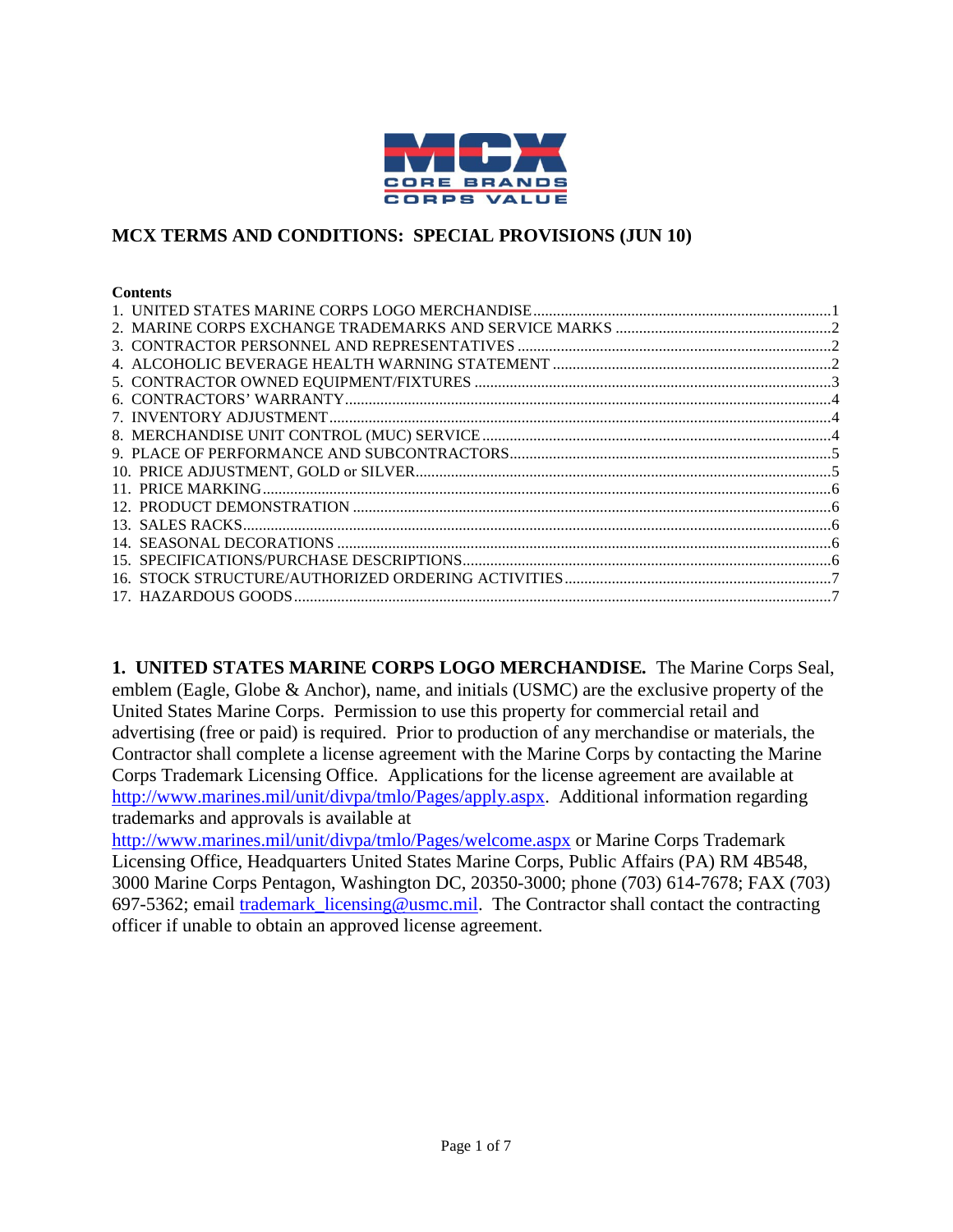MCX

CORE BRANDS
CORPS VALUE

# MCX TERMS AND CONDITIONS: SPECIAL PROVISIONS (JUN 10)

**Contents**

1. UNITED STATES MARINE CORPS LOGO MERCHANDISE ........ 1
2. MARINE CORPS EXCHANGE TRADEMARKS AND SERVICE MARKS ........ 2
3. CONTRACTOR PERSONNEL AND REPRESENTATIVES ........ 2
4. ALCOHOLIC BEVERAGE HEALTH WARNING STATEMENT ........ 2
5. CONTRACTOR OWNED EQUIPMENT/FIXTURES ........ 3
6. CONTRACTORS' WARRANTY ........ 4
7. INVENTORY ADJUSTMENT ........ 4
8. MERCHANDISE UNIT CONTROL (MUC) SERVICE ........ 4
9. PLACE OF PERFORMANCE AND SUBCONTRACTORS ........ 5
10. PRICE ADJUSTMENT, GOLD or SILVER ........ 5
11. PRICE MARKING ........ 6
12. PRODUCT DEMONSTRATION ........ 6
13. SALES RACKS ........ 6
14. SEASONAL DECORATIONS ........ 6
15. SPECIFICATIONS/PURCHASE DESCRIPTIONS ........ 6
16. STOCK STRUCTURE/AUTHORIZED ORDERING ACTIVITIES ........ 7
17. HAZARDOUS GOODS ........ 7

**1. UNITED STATES MARINE CORPS LOGO MERCHANDISE.** The Marine Corps Seal, emblem (Eagle, Globe & Anchor), name, and initials (USMC) are the exclusive property of the United States Marine Corps. Permission to use this property for commercial retail and advertising (free or paid) is required. Prior to production of any merchandise or materials, the Contractor shall complete a license agreement with the Marine Corps by contacting the Marine Corps Trademark Licensing Office. Applications for the license agreement are available at http://www.marines.mil/unit/divpa/tmlo/Pages/apply.aspx. Additional information regarding trademarks and approvals is available at http://www.marines.mil/unit/divpa/tmlo/Pages/welcome.aspx or Marine Corps Trademark Licensing Office, Headquarters United States Marine Corps, Public Affairs (PA) RM 4B548, 3000 Marine Corps Pentagon, Washington DC, 20350-3000; phone (703) 614-7678; FAX (703) 697-5362; email trademark_licensing@usmc.mil. The Contractor shall contact the contracting officer if unable to obtain an approved license agreement.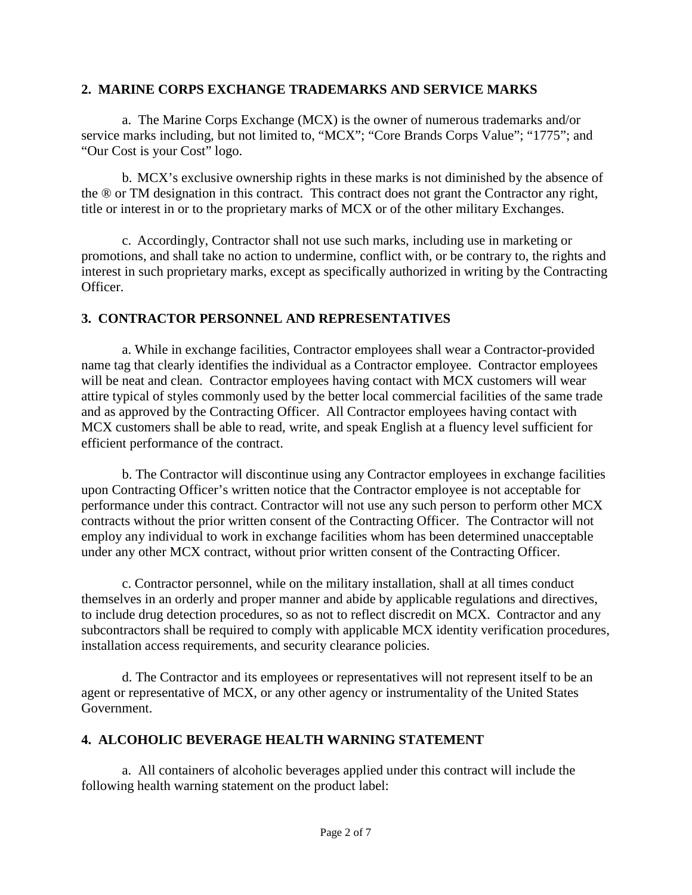## 2. MARINE CORPS EXCHANGE TRADEMARKS AND SERVICE MARKS

a. The Marine Corps Exchange (MCX) is the owner of numerous trademarks and/or service marks including, but not limited to, “MCX”; “Core Brands Corps Value”; “1775”; and “Our Cost is your Cost” logo.

b. MCX’s exclusive ownership rights in these marks is not diminished by the absence of the ® or TM designation in this contract. This contract does not grant the Contractor any right, title or interest in or to the proprietary marks of MCX or of the other military Exchanges.

c. Accordingly, Contractor shall not use such marks, including use in marketing or promotions, and shall take no action to undermine, conflict with, or be contrary to, the rights and interest in such proprietary marks, except as specifically authorized in writing by the Contracting Officer.

## 3. CONTRACTOR PERSONNEL AND REPRESENTATIVES

a. While in exchange facilities, Contractor employees shall wear a Contractor-provided name tag that clearly identifies the individual as a Contractor employee. Contractor employees will be neat and clean. Contractor employees having contact with MCX customers will wear attire typical of styles commonly used by the better local commercial facilities of the same trade and as approved by the Contracting Officer. All Contractor employees having contact with MCX customers shall be able to read, write, and speak English at a fluency level sufficient for efficient performance of the contract.

b. The Contractor will discontinue using any Contractor employees in exchange facilities upon Contracting Officer’s written notice that the Contractor employee is not acceptable for performance under this contract. Contractor will not use any such person to perform other MCX contracts without the prior written consent of the Contracting Officer. The Contractor will not employ any individual to work in exchange facilities whom has been determined unacceptable under any other MCX contract, without prior written consent of the Contracting Officer.

c. Contractor personnel, while on the military installation, shall at all times conduct themselves in an orderly and proper manner and abide by applicable regulations and directives, to include drug detection procedures, so as not to reflect discredit on MCX. Contractor and any subcontractors shall be required to comply with applicable MCX identity verification procedures, installation access requirements, and security clearance policies.

d. The Contractor and its employees or representatives will not represent itself to be an agent or representative of MCX, or any other agency or instrumentality of the United States Government.

## 4. ALCOHOLIC BEVERAGE HEALTH WARNING STATEMENT

a. All containers of alcoholic beverages applied under this contract will include the following health warning statement on the product label: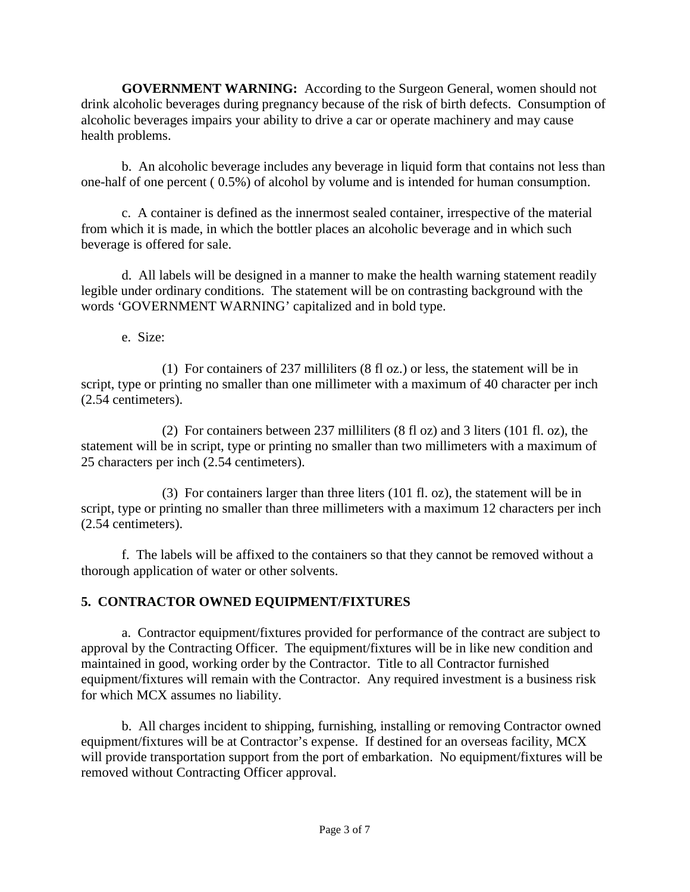**GOVERNMENT WARNING:** According to the Surgeon General, women should not drink alcoholic beverages during pregnancy because of the risk of birth defects. Consumption of alcoholic beverages impairs your ability to drive a car or operate machinery and may cause health problems.

b. An alcoholic beverage includes any beverage in liquid form that contains not less than one-half of one percent ( 0.5%) of alcohol by volume and is intended for human consumption.

c. A container is defined as the innermost sealed container, irrespective of the material from which it is made, in which the bottler places an alcoholic beverage and in which such beverage is offered for sale.

d. All labels will be designed in a manner to make the health warning statement readily legible under ordinary conditions. The statement will be on contrasting background with the words 'GOVERNMENT WARNING' capitalized and in bold type.

e. Size:

(1) For containers of 237 milliliters (8 fl oz.) or less, the statement will be in script, type or printing no smaller than one millimeter with a maximum of 40 character per inch (2.54 centimeters).

(2) For containers between 237 milliliters (8 fl oz) and 3 liters (101 fl. oz), the statement will be in script, type or printing no smaller than two millimeters with a maximum of 25 characters per inch (2.54 centimeters).

(3) For containers larger than three liters (101 fl. oz), the statement will be in script, type or printing no smaller than three millimeters with a maximum 12 characters per inch (2.54 centimeters).

f. The labels will be affixed to the containers so that they cannot be removed without a thorough application of water or other solvents.

## 5. CONTRACTOR OWNED EQUIPMENT/FIXTURES

a. Contractor equipment/fixtures provided for performance of the contract are subject to approval by the Contracting Officer. The equipment/fixtures will be in like new condition and maintained in good, working order by the Contractor. Title to all Contractor furnished equipment/fixtures will remain with the Contractor. Any required investment is a business risk for which MCX assumes no liability.

b. All charges incident to shipping, furnishing, installing or removing Contractor owned equipment/fixtures will be at Contractor's expense. If destined for an overseas facility, MCX will provide transportation support from the port of embarkation. No equipment/fixtures will be removed without Contracting Officer approval.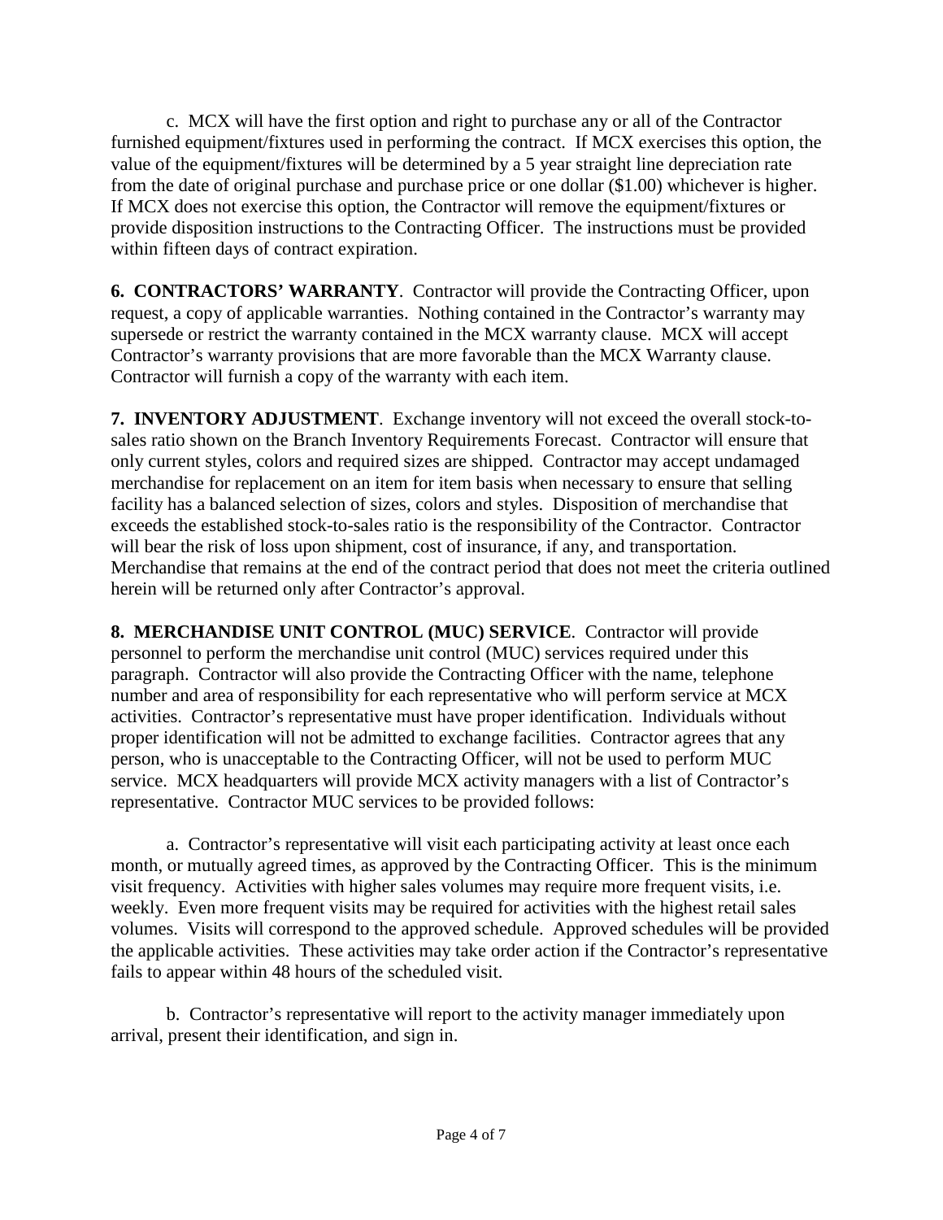c. MCX will have the first option and right to purchase any or all of the Contractor furnished equipment/fixtures used in performing the contract. If MCX exercises this option, the value of the equipment/fixtures will be determined by a 5 year straight line depreciation rate from the date of original purchase and purchase price or one dollar ($1.00) whichever is higher. If MCX does not exercise this option, the Contractor will remove the equipment/fixtures or provide disposition instructions to the Contracting Officer. The instructions must be provided within fifteen days of contract expiration.

**6. CONTRACTORS' WARRANTY**. Contractor will provide the Contracting Officer, upon request, a copy of applicable warranties. Nothing contained in the Contractor's warranty may supersede or restrict the warranty contained in the MCX warranty clause. MCX will accept Contractor's warranty provisions that are more favorable than the MCX Warranty clause. Contractor will furnish a copy of the warranty with each item.

**7. INVENTORY ADJUSTMENT**. Exchange inventory will not exceed the overall stock-to-sales ratio shown on the Branch Inventory Requirements Forecast. Contractor will ensure that only current styles, colors and required sizes are shipped. Contractor may accept undamaged merchandise for replacement on an item for item basis when necessary to ensure that selling facility has a balanced selection of sizes, colors and styles. Disposition of merchandise that exceeds the established stock-to-sales ratio is the responsibility of the Contractor. Contractor will bear the risk of loss upon shipment, cost of insurance, if any, and transportation. Merchandise that remains at the end of the contract period that does not meet the criteria outlined herein will be returned only after Contractor's approval.

**8. MERCHANDISE UNIT CONTROL (MUC) SERVICE**. Contractor will provide personnel to perform the merchandise unit control (MUC) services required under this paragraph. Contractor will also provide the Contracting Officer with the name, telephone number and area of responsibility for each representative who will perform service at MCX activities. Contractor's representative must have proper identification. Individuals without proper identification will not be admitted to exchange facilities. Contractor agrees that any person, who is unacceptable to the Contracting Officer, will not be used to perform MUC service. MCX headquarters will provide MCX activity managers with a list of Contractor's representative. Contractor MUC services to be provided follows:

a. Contractor's representative will visit each participating activity at least once each month, or mutually agreed times, as approved by the Contracting Officer. This is the minimum visit frequency. Activities with higher sales volumes may require more frequent visits, i.e. weekly. Even more frequent visits may be required for activities with the highest retail sales volumes. Visits will correspond to the approved schedule. Approved schedules will be provided the applicable activities. These activities may take order action if the Contractor's representative fails to appear within 48 hours of the scheduled visit.

b. Contractor's representative will report to the activity manager immediately upon arrival, present their identification, and sign in.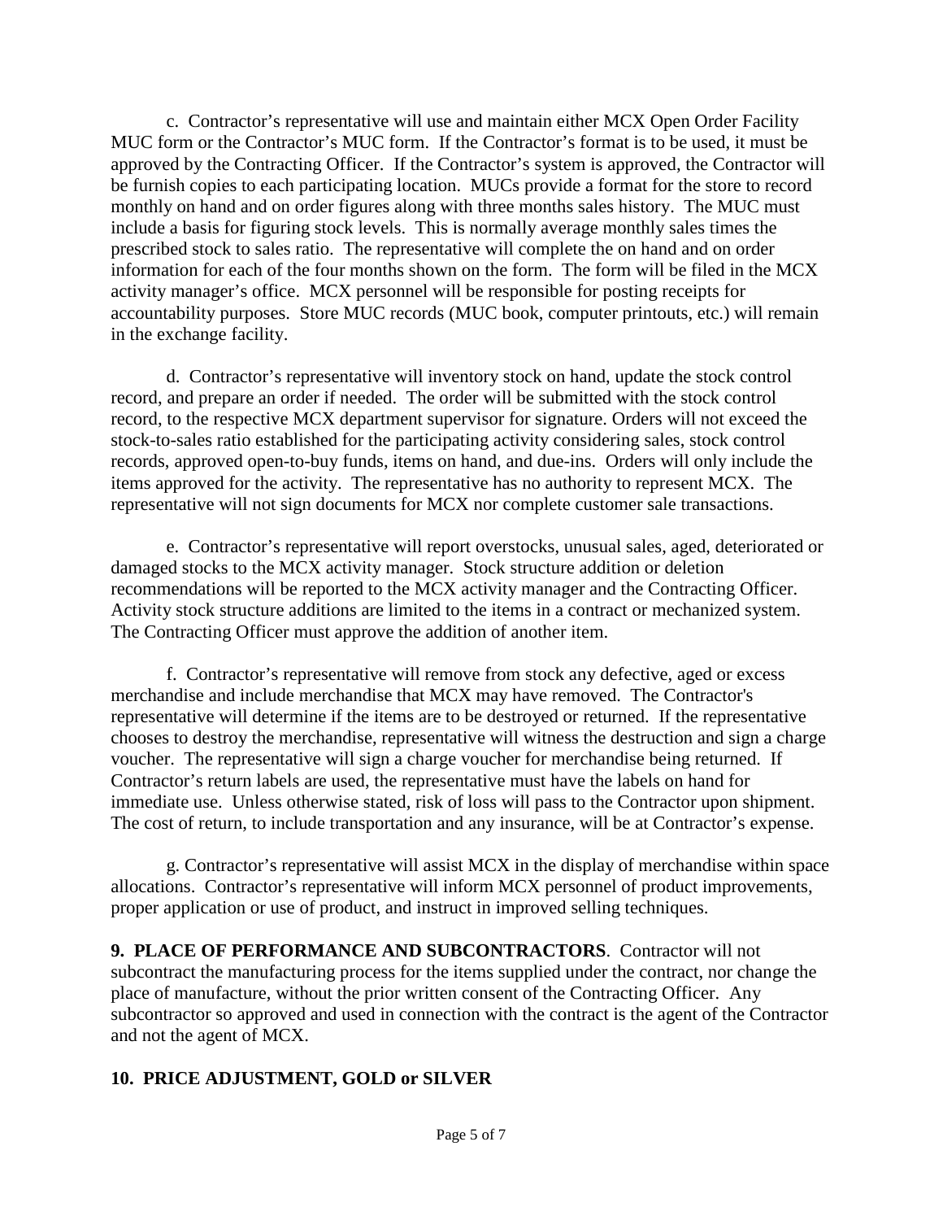c. Contractor's representative will use and maintain either MCX Open Order Facility MUC form or the Contractor's MUC form. If the Contractor's format is to be used, it must be approved by the Contracting Officer. If the Contractor's system is approved, the Contractor will be furnish copies to each participating location. MUCs provide a format for the store to record monthly on hand and on order figures along with three months sales history. The MUC must include a basis for figuring stock levels. This is normally average monthly sales times the prescribed stock to sales ratio. The representative will complete the on hand and on order information for each of the four months shown on the form. The form will be filed in the MCX activity manager's office. MCX personnel will be responsible for posting receipts for accountability purposes. Store MUC records (MUC book, computer printouts, etc.) will remain in the exchange facility.

d. Contractor's representative will inventory stock on hand, update the stock control record, and prepare an order if needed. The order will be submitted with the stock control record, to the respective MCX department supervisor for signature. Orders will not exceed the stock-to-sales ratio established for the participating activity considering sales, stock control records, approved open-to-buy funds, items on hand, and due-ins. Orders will only include the items approved for the activity. The representative has no authority to represent MCX. The representative will not sign documents for MCX nor complete customer sale transactions.

e. Contractor's representative will report overstocks, unusual sales, aged, deteriorated or damaged stocks to the MCX activity manager. Stock structure addition or deletion recommendations will be reported to the MCX activity manager and the Contracting Officer. Activity stock structure additions are limited to the items in a contract or mechanized system. The Contracting Officer must approve the addition of another item.

f. Contractor's representative will remove from stock any defective, aged or excess merchandise and include merchandise that MCX may have removed. The Contractor's representative will determine if the items are to be destroyed or returned. If the representative chooses to destroy the merchandise, representative will witness the destruction and sign a charge voucher. The representative will sign a charge voucher for merchandise being returned. If Contractor's return labels are used, the representative must have the labels on hand for immediate use. Unless otherwise stated, risk of loss will pass to the Contractor upon shipment. The cost of return, to include transportation and any insurance, will be at Contractor's expense.

g. Contractor's representative will assist MCX in the display of merchandise within space allocations. Contractor's representative will inform MCX personnel of product improvements, proper application or use of product, and instruct in improved selling techniques.

**9. PLACE OF PERFORMANCE AND SUBCONTRACTORS**. Contractor will not subcontract the manufacturing process for the items supplied under the contract, nor change the place of manufacture, without the prior written consent of the Contracting Officer. Any subcontractor so approved and used in connection with the contract is the agent of the Contractor and not the agent of MCX.

**10. PRICE ADJUSTMENT, GOLD or SILVER**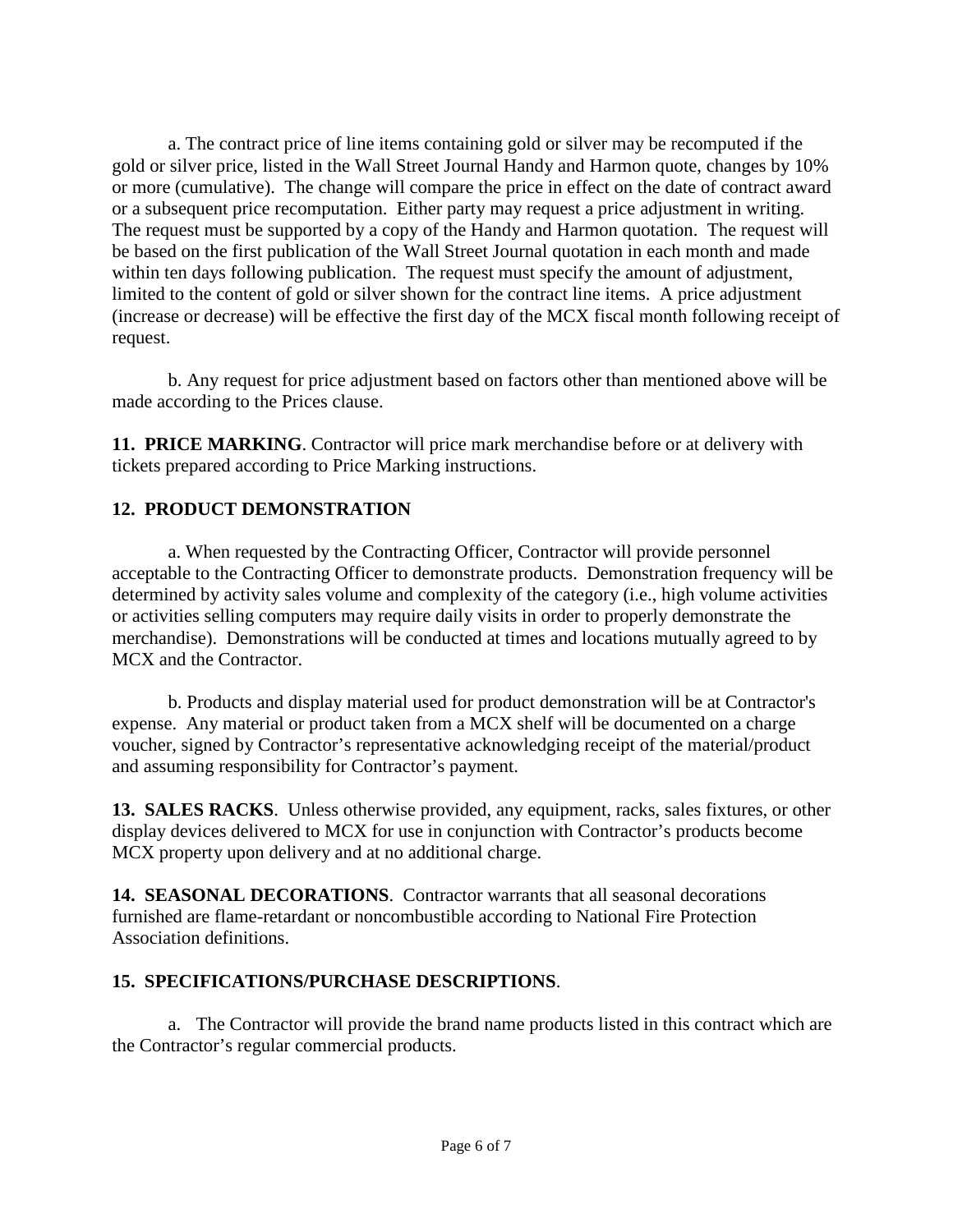a. The contract price of line items containing gold or silver may be recomputed if the gold or silver price, listed in the Wall Street Journal Handy and Harmon quote, changes by 10% or more (cumulative). The change will compare the price in effect on the date of contract award or a subsequent price recomputation. Either party may request a price adjustment in writing. The request must be supported by a copy of the Handy and Harmon quotation. The request will be based on the first publication of the Wall Street Journal quotation in each month and made within ten days following publication. The request must specify the amount of adjustment, limited to the content of gold or silver shown for the contract line items. A price adjustment (increase or decrease) will be effective the first day of the MCX fiscal month following receipt of request.

b. Any request for price adjustment based on factors other than mentioned above will be made according to the Prices clause.

**11. PRICE MARKING**. Contractor will price mark merchandise before or at delivery with tickets prepared according to Price Marking instructions.

**12. PRODUCT DEMONSTRATION**

a. When requested by the Contracting Officer, Contractor will provide personnel acceptable to the Contracting Officer to demonstrate products. Demonstration frequency will be determined by activity sales volume and complexity of the category (i.e., high volume activities or activities selling computers may require daily visits in order to properly demonstrate the merchandise). Demonstrations will be conducted at times and locations mutually agreed to by MCX and the Contractor.

b. Products and display material used for product demonstration will be at Contractor's expense. Any material or product taken from a MCX shelf will be documented on a charge voucher, signed by Contractor's representative acknowledging receipt of the material/product and assuming responsibility for Contractor's payment.

**13. SALES RACKS**. Unless otherwise provided, any equipment, racks, sales fixtures, or other display devices delivered to MCX for use in conjunction with Contractor's products become MCX property upon delivery and at no additional charge.

**14. SEASONAL DECORATIONS**. Contractor warrants that all seasonal decorations furnished are flame-retardant or noncombustible according to National Fire Protection Association definitions.

**15. SPECIFICATIONS/PURCHASE DESCRIPTIONS**.

a. The Contractor will provide the brand name products listed in this contract which are the Contractor's regular commercial products.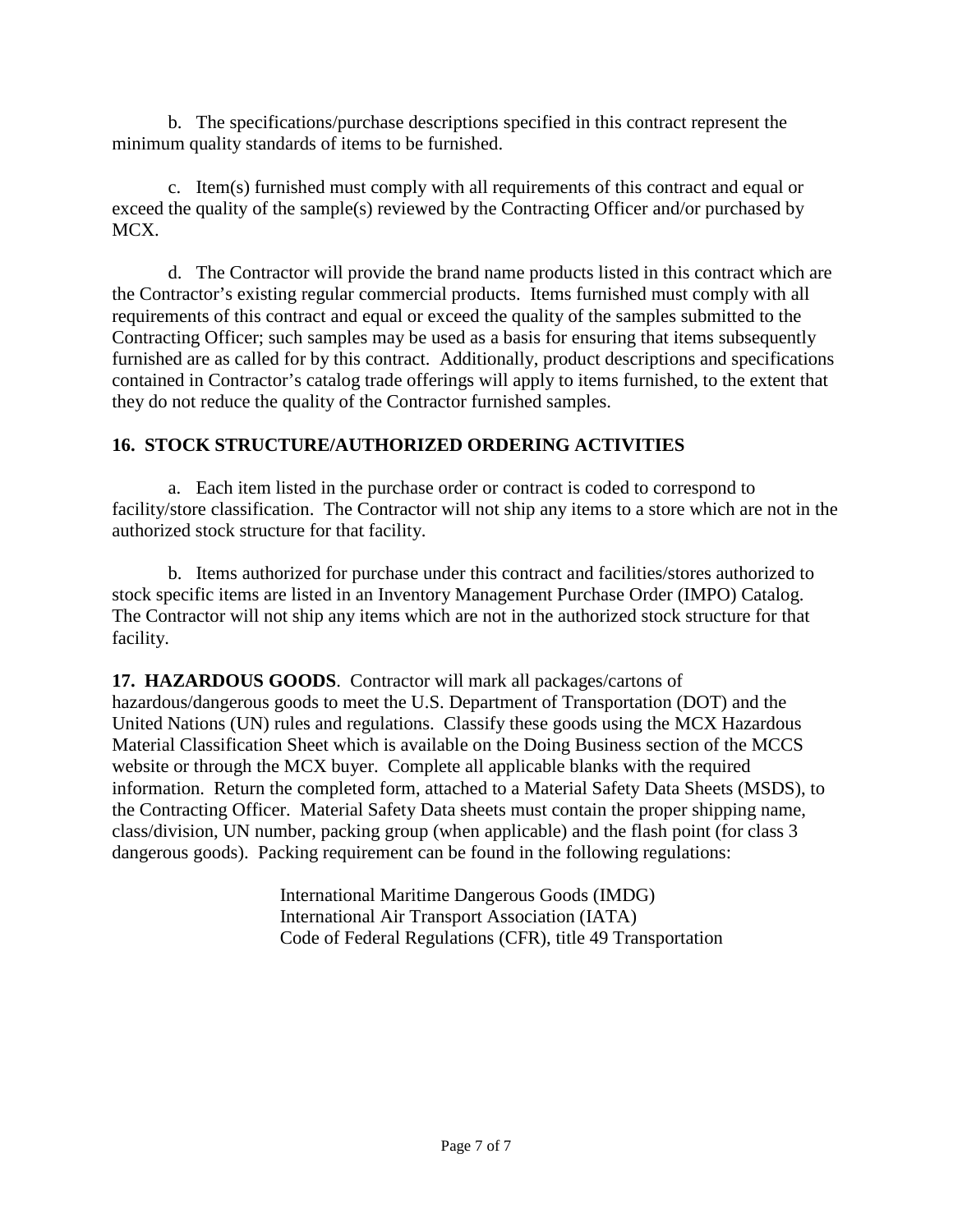b. The specifications/purchase descriptions specified in this contract represent the minimum quality standards of items to be furnished.

c. Item(s) furnished must comply with all requirements of this contract and equal or exceed the quality of the sample(s) reviewed by the Contracting Officer and/or purchased by MCX.

d. The Contractor will provide the brand name products listed in this contract which are the Contractor's existing regular commercial products. Items furnished must comply with all requirements of this contract and equal or exceed the quality of the samples submitted to the Contracting Officer; such samples may be used as a basis for ensuring that items subsequently furnished are as called for by this contract. Additionally, product descriptions and specifications contained in Contractor's catalog trade offerings will apply to items furnished, to the extent that they do not reduce the quality of the Contractor furnished samples.

**16. STOCK STRUCTURE/AUTHORIZED ORDERING ACTIVITIES**

a. Each item listed in the purchase order or contract is coded to correspond to facility/store classification. The Contractor will not ship any items to a store which are not in the authorized stock structure for that facility.

b. Items authorized for purchase under this contract and facilities/stores authorized to stock specific items are listed in an Inventory Management Purchase Order (IMPO) Catalog. The Contractor will not ship any items which are not in the authorized stock structure for that facility.

**17. HAZARDOUS GOODS**. Contractor will mark all packages/cartons of hazardous/dangerous goods to meet the U.S. Department of Transportation (DOT) and the United Nations (UN) rules and regulations. Classify these goods using the MCX Hazardous Material Classification Sheet which is available on the Doing Business section of the MCCS website or through the MCX buyer. Complete all applicable blanks with the required information. Return the completed form, attached to a Material Safety Data Sheets (MSDS), to the Contracting Officer. Material Safety Data sheets must contain the proper shipping name, class/division, UN number, packing group (when applicable) and the flash point (for class 3 dangerous goods). Packing requirement can be found in the following regulations:

International Maritime Dangerous Goods (IMDG)
International Air Transport Association (IATA)
Code of Federal Regulations (CFR), title 49 Transportation